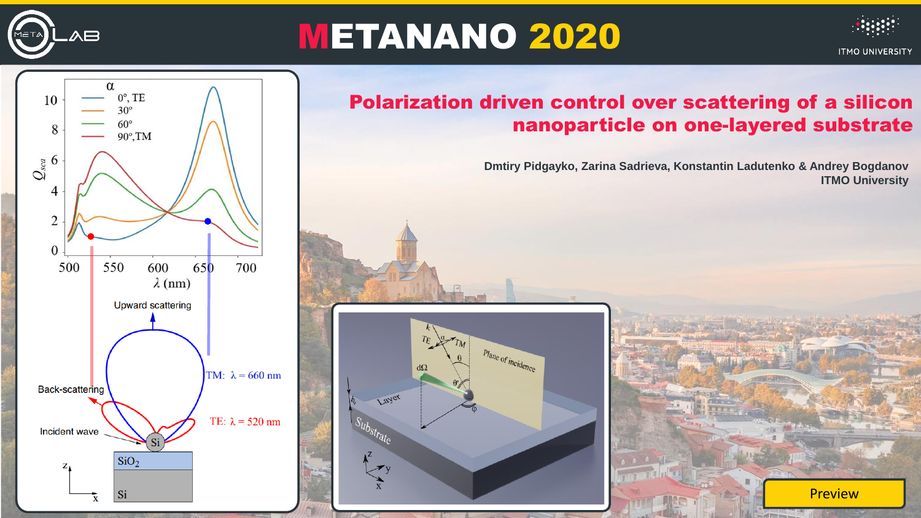# METANANO 2020

## Polarization driven control over scattering of a silicon nanoparticle on one-layered substrate

Dmtiry Pidgayko, Zarina Sadrieva, Konstantin Ladutenko & Andrey Bogdanov
ITMO University

Preview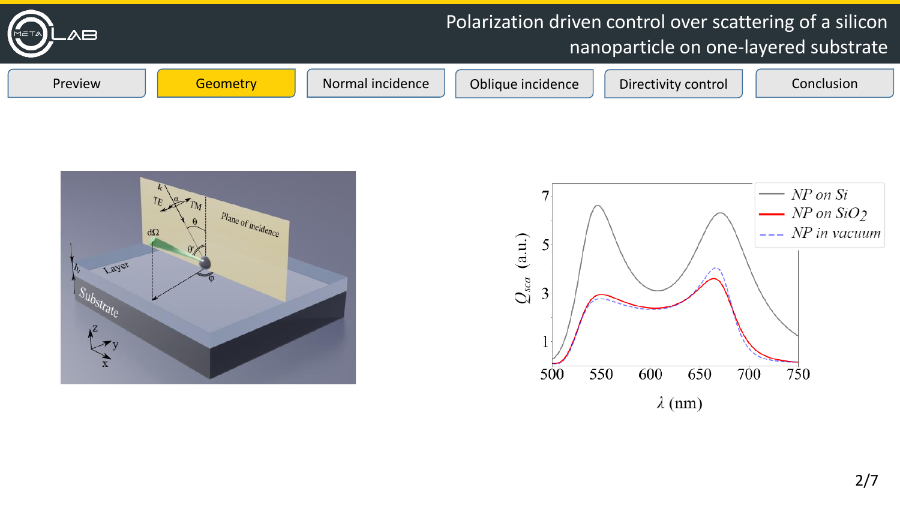# Polarization driven control over scattering of a silicon nanoparticle on one-layered substrate

Preview | **Geometry** | Normal incidence | Oblique incidence | Directivity control | Conclusion

NP on Si

NP on $SiO_2$

NP in vacuum

$Q_{sca}$ (a.u.)

$\lambda$ (nm)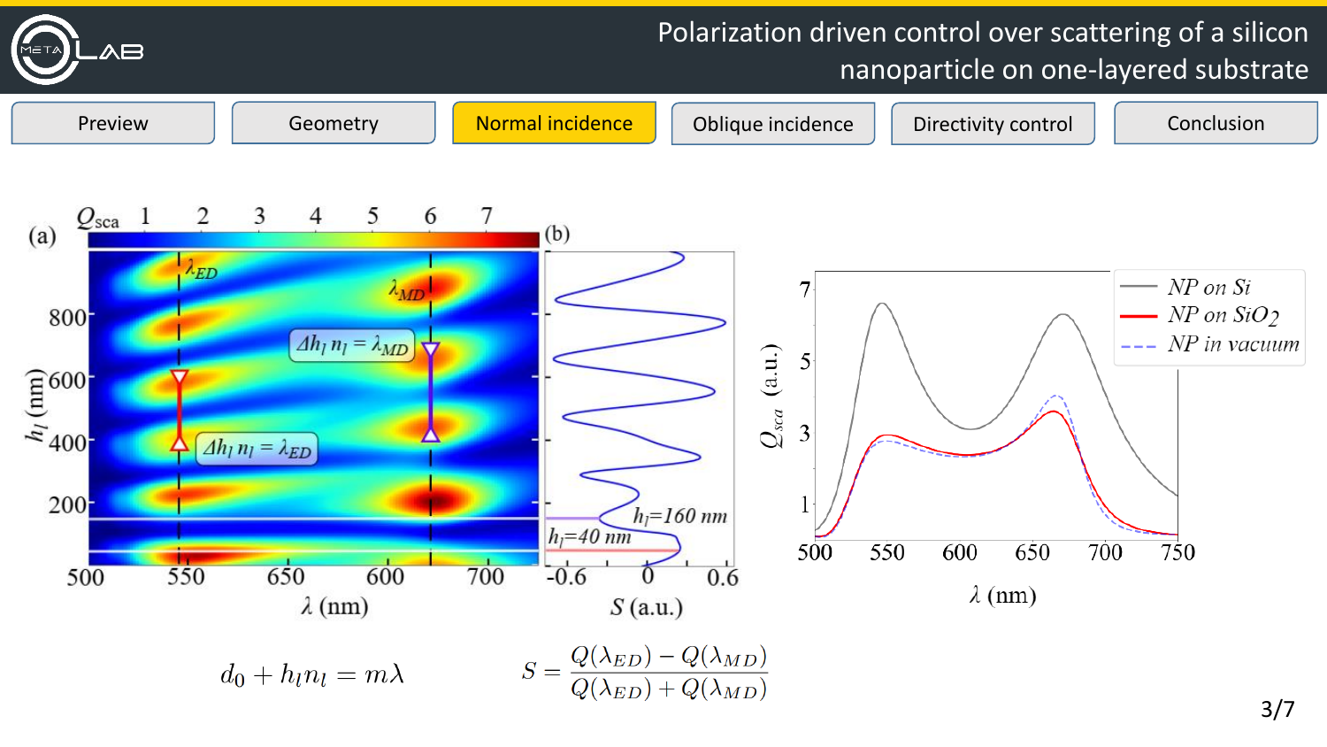# Polarization driven control over scattering of a silicon nanoparticle on one-layered substrate

Preview | Geometry | **Normal incidence** | Oblique incidence | Directivity control | Conclusion

$$d_0 + h_l n_l = m\lambda$$

$$S = \frac{Q(\lambda_{ED}) - Q(\lambda_{MD})}{Q(\lambda_{ED}) + Q(\lambda_{MD})}$$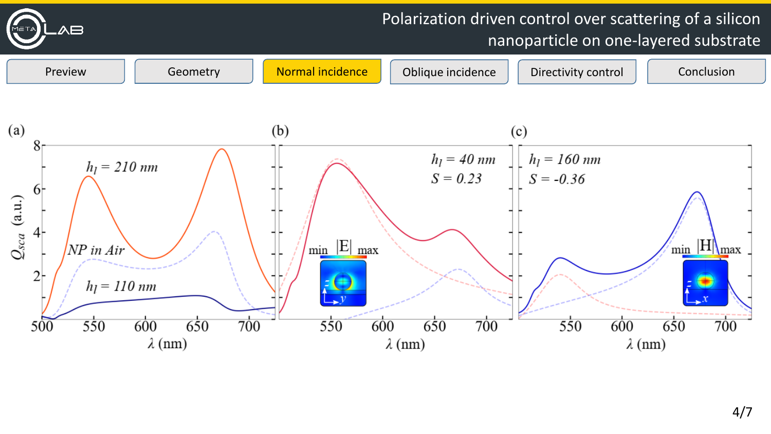# Polarization driven control over scattering of a silicon nanoparticle on one-layered substrate

Preview | Geometry | **Normal incidence** | Oblique incidence | Directivity control | Conclusion

(a) $h_l = 210$ nm; NP in Air; $h_l = 110$ nm

(b) $h_l = 40$ nm, $S = 0.23$

(c) $h_l = 160$ nm, $S = -0.36$

$Q_{sca}$ (a.u.) vs. $\lambda$ (nm)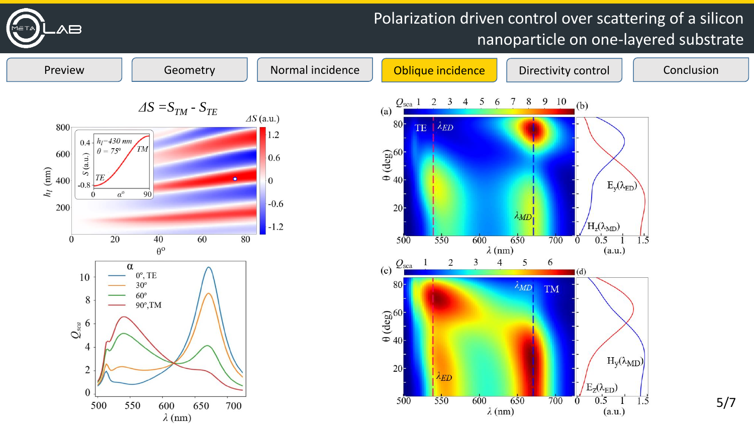# Polarization driven control over scattering of a silicon nanoparticle on one-layered substrate

Preview | Geometry | Normal incidence | **Oblique incidence** | Directivity control | Conclusion

$\Delta S = S_{TM} - S_{TE}$

$\Delta S$ (a.u.)

Inset: $h_l$=430 nm, $\theta$ = 75°; $S$ (a.u.) vs $\alpha°$; TE, TM

Axes: $h_l$ (nm); $\theta°$

Legend ($\alpha$): 0°, TE; 30°; 60°; 90°,TM

Axes: $Q_{sca}$; $\lambda$ (nm)

(a) $Q_{sca}$; TE; $\lambda_{ED}$; $\lambda_{MD}$; $\theta$ (deg); $\lambda$ (nm)

(b) $E_y(\lambda_{ED})$; $H_z(\lambda_{MD})$; (a.u.)

(c) $Q_{sca}$; TM; $\lambda_{MD}$; $\lambda_{ED}$; $\theta$ (deg); $\lambda$ (nm)

(d) $H_y(\lambda_{MD})$; $E_z(\lambda_{ED})$; (a.u.)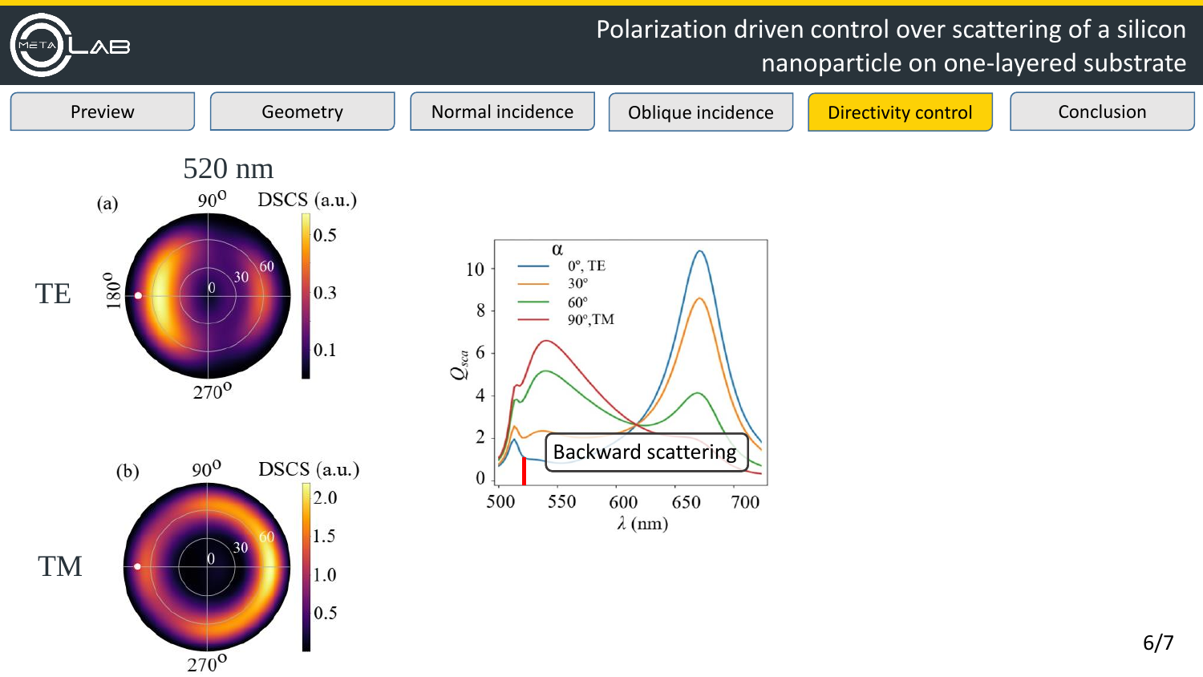# Polarization driven control over scattering of a silicon nanoparticle on one-layered substrate

Preview | Geometry | Normal incidence | Oblique incidence | **Directivity control** | Conclusion

520 nm

(a) TE

90°, 180°, 270°, 0, 30, 60

DSCS (a.u.) 0.1, 0.3, 0.5

(b) TM

90°, 270°, 0, 30, 60

DSCS (a.u.) 0.5, 1.0, 1.5, 2.0

α: 0°, TE; 30°; 60°; 90°, TM

$Q_{sca}$

$\lambda$ (nm)

Backward scattering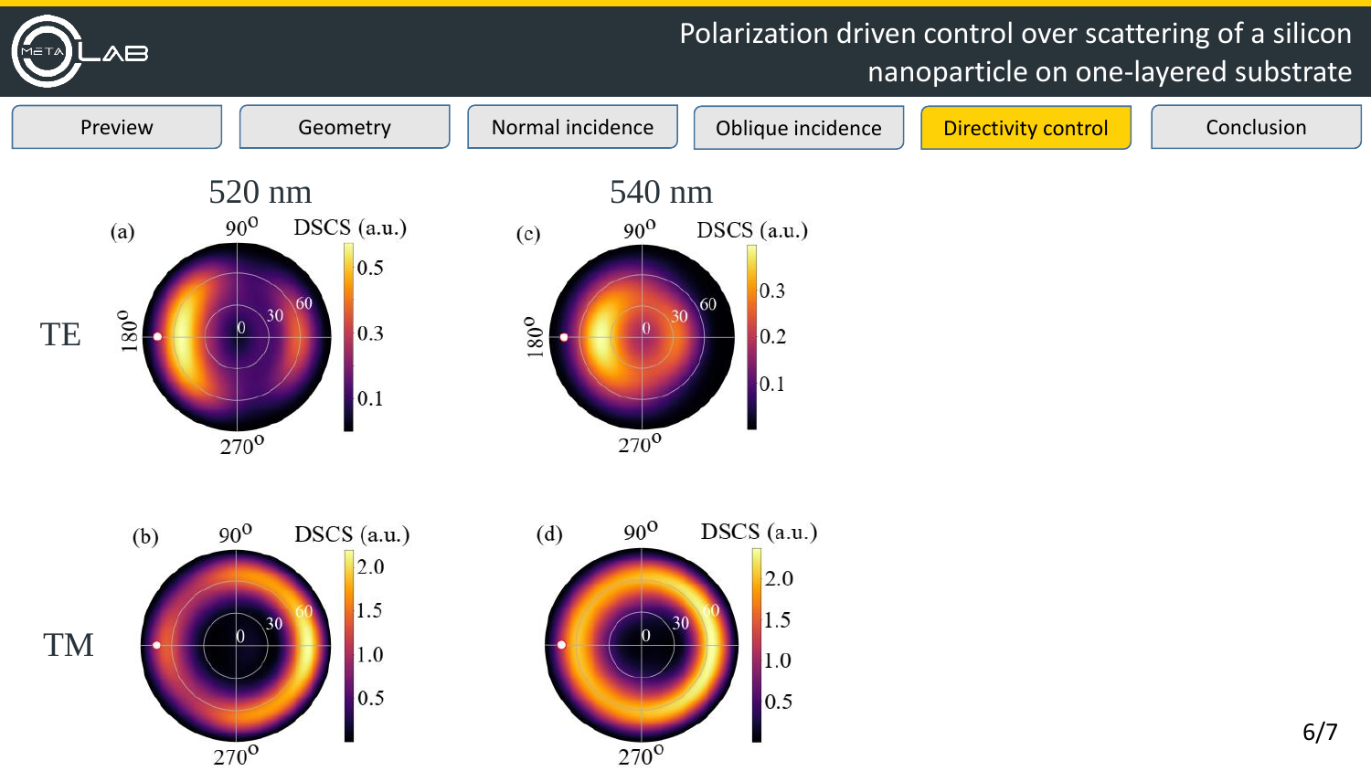# Polarization driven control over scattering of a silicon nanoparticle on one-layered substrate

Preview | Geometry | Normal incidence | Oblique incidence | **Directivity control** | Conclusion

520 nm

540 nm

TE

TM

(a) DSCS (a.u.) 0.5 0.3 0.1 — 90°, 180°, 270°, 0, 30, 60

(c) DSCS (a.u.) 0.3 0.2 0.1 — 90°, 180°, 270°, 0, 30, 60

(b) DSCS (a.u.) 2.0 1.5 1.0 0.5 — 90°, 270°, 0, 30, 60

(d) DSCS (a.u.) 2.0 1.5 1.0 0.5 — 90°, 270°, 0, 30, 60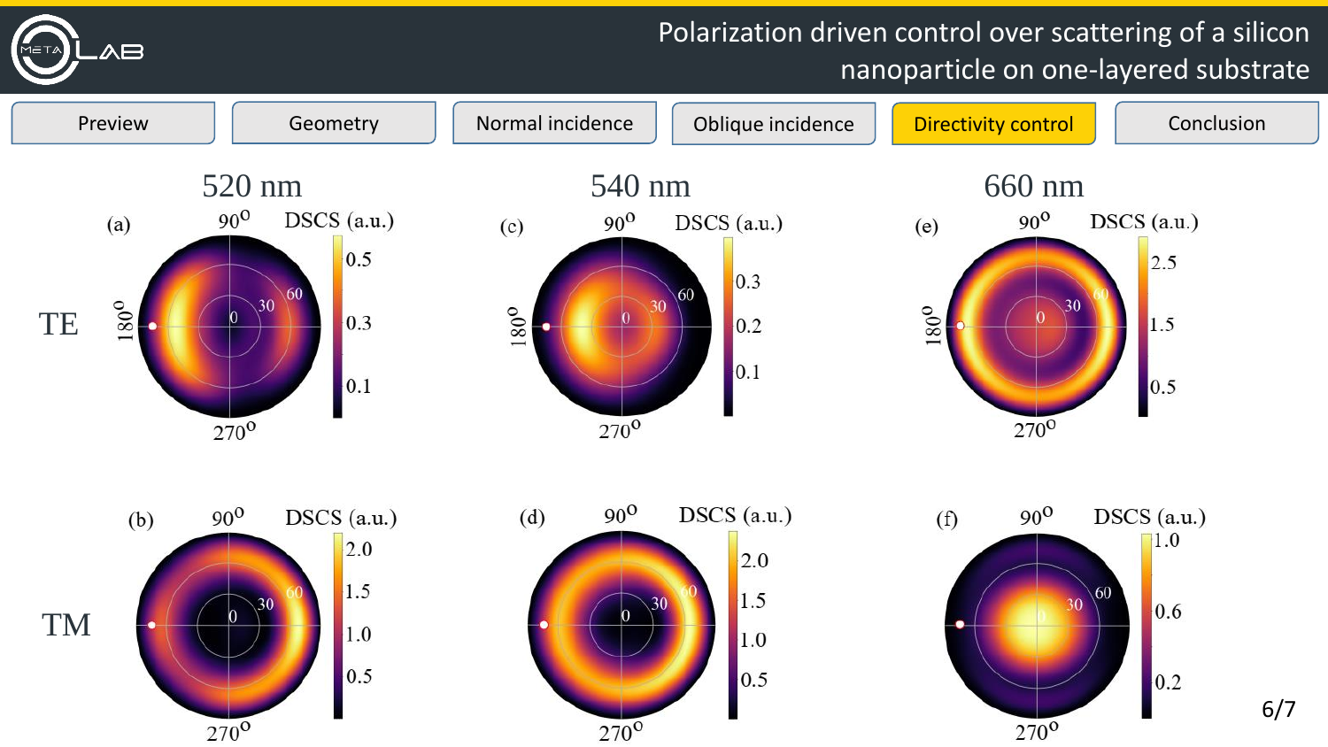# Polarization driven control over scattering of a silicon nanoparticle on one-layered substrate

Preview | Geometry | Normal incidence | Oblique incidence | **Directivity control** | Conclusion

| | 520 nm | 540 nm | 660 nm |
|---|---|---|---|
| TE | (a) | (c) | (e) |
| TM | (b) | (d) | (f) |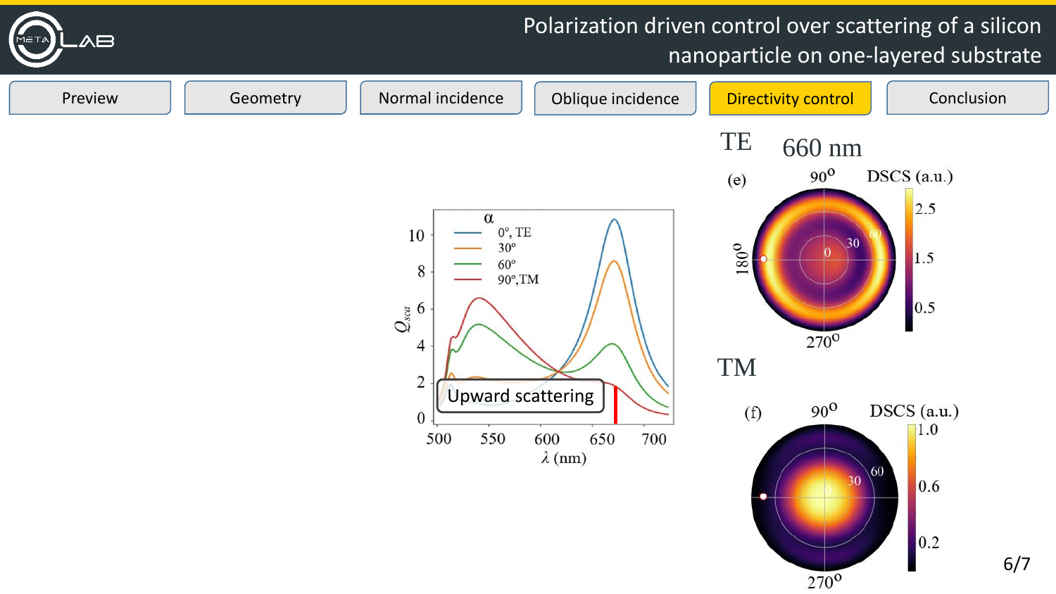# Polarization driven control over scattering of a silicon nanoparticle on one-layered substrate

Preview | Geometry | Normal incidence | Oblique incidence | **Directivity control** | Conclusion

α

0°, TE

30°

60°

90°,TM

$Q_{sca}$

$\lambda$ (nm)

Upward scattering

TE 660 nm

(e) DSCS (a.u.)

TM

(f) DSCS (a.u.)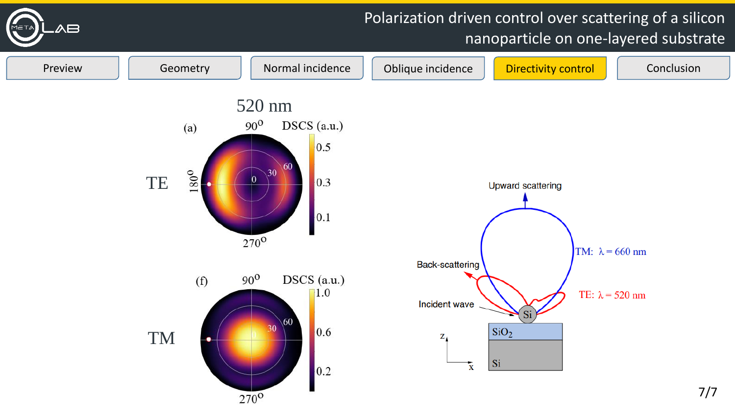# Polarization driven control over scattering of a silicon nanoparticle on one-layered substrate

Preview | Geometry | Normal incidence | Oblique incidence | **Directivity control** | Conclusion

520 nm

(a) TE

$90^{o}$ DSCS (a.u.) $180^{o}$ $270^{o}$ 0 30 60 0.5 0.3 0.1

(f) TM

$90^{o}$ DSCS (a.u.) $270^{o}$ 0 30 60 1.0 0.6 0.2

Upward scattering

Back-scattering

Incident wave

TM: $\lambda = 660$ nm

TE: $\lambda = 520$ nm

Si

$SiO_2$

Si

z x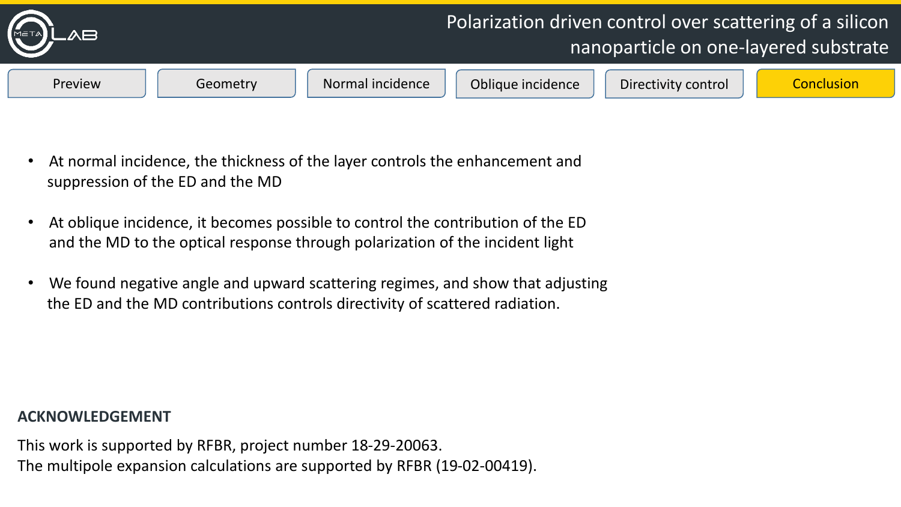- At normal incidence, the thickness of the layer controls the enhancement and suppression of the ED and the MD
- At oblique incidence, it becomes possible to control the contribution of the ED and the MD to the optical response through polarization of the incident light
- We found negative angle and upward scattering regimes, and show that adjusting the ED and the MD contributions controls directivity of scattered radiation.

**ACKNOWLEDGEMENT**

This work is supported by RFBR, project number 18-29-20063.
The multipole expansion calculations are supported by RFBR (19-02-00419).